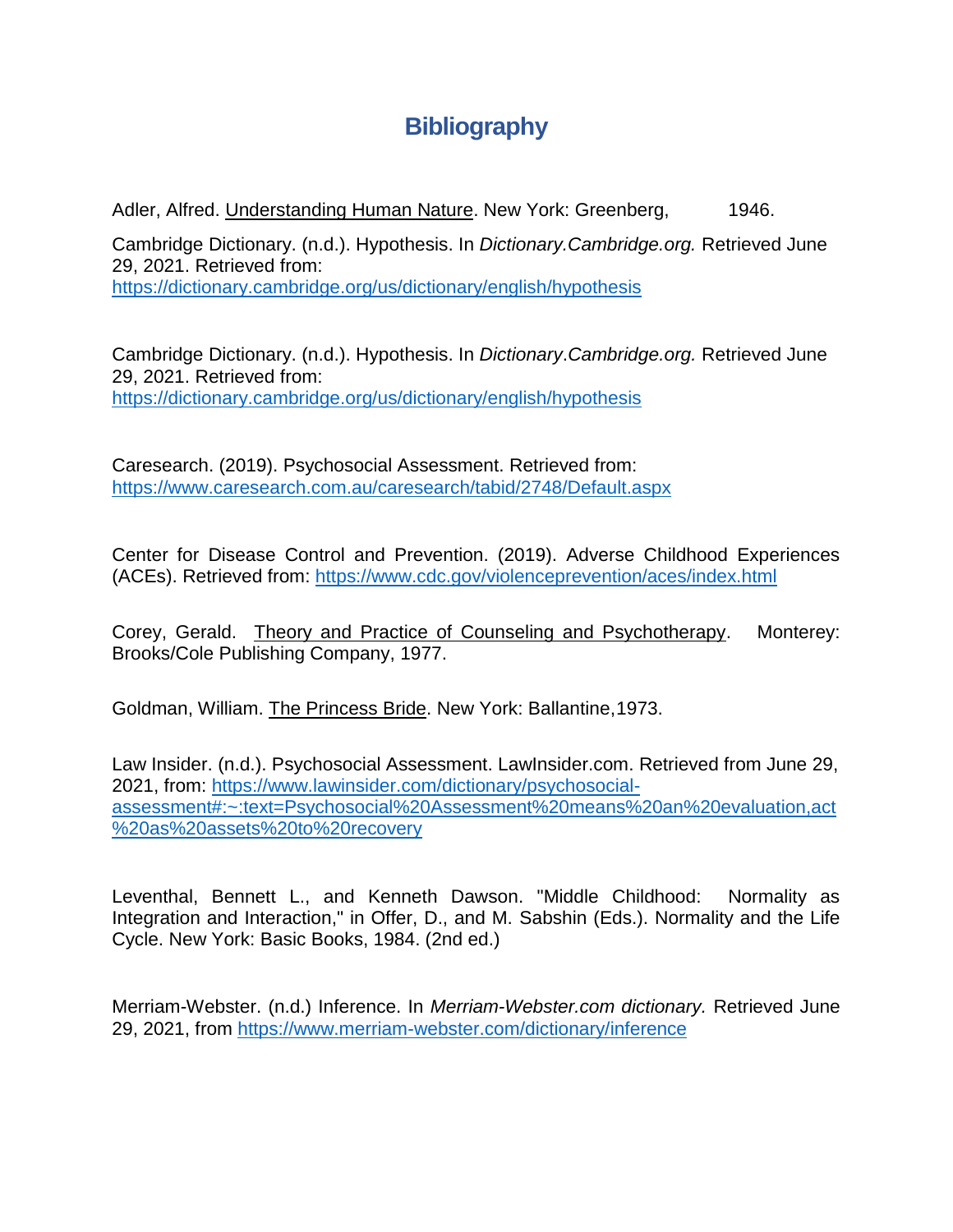# Bibliography

Adler, Alfred. Understanding Human Nature. New York: Greenberg, 1946.

Cambridge Dictionary. (n.d.). Hypothesis. In *Dictionary.Cambridge.org.* Retrieved June 29, 2021. Retrieved from: https://dictionary.cambridge.org/us/dictionary/english/hypothesis

Cambridge Dictionary. (n.d.). Hypothesis. In *Dictionary.Cambridge.org.* Retrieved June 29, 2021. Retrieved from: https://dictionary.cambridge.org/us/dictionary/english/hypothesis

Caresearch. (2019). Psychosocial Assessment. Retrieved from: https://www.caresearch.com.au/caresearch/tabid/2748/Default.aspx

Center for Disease Control and Prevention. (2019). Adverse Childhood Experiences (ACEs). Retrieved from: https://www.cdc.gov/violenceprevention/aces/index.html

Corey, Gerald. Theory and Practice of Counseling and Psychotherapy. Monterey: Brooks/Cole Publishing Company, 1977.

Goldman, William. The Princess Bride. New York: Ballantine,1973.

Law Insider. (n.d.). Psychosocial Assessment. LawInsider.com. Retrieved from June 29, 2021, from: https://www.lawinsider.com/dictionary/psychosocial-assessment#:~:text=Psychosocial%20Assessment%20means%20an%20evaluation,act%20as%20assets%20to%20recovery

Leventhal, Bennett L., and Kenneth Dawson. "Middle Childhood: Normality as Integration and Interaction," in Offer, D., and M. Sabshin (Eds.). Normality and the Life Cycle. New York: Basic Books, 1984. (2nd ed.)

Merriam-Webster. (n.d.) Inference. In *Merriam-Webster.com dictionary.* Retrieved June 29, 2021, from https://www.merriam-webster.com/dictionary/inference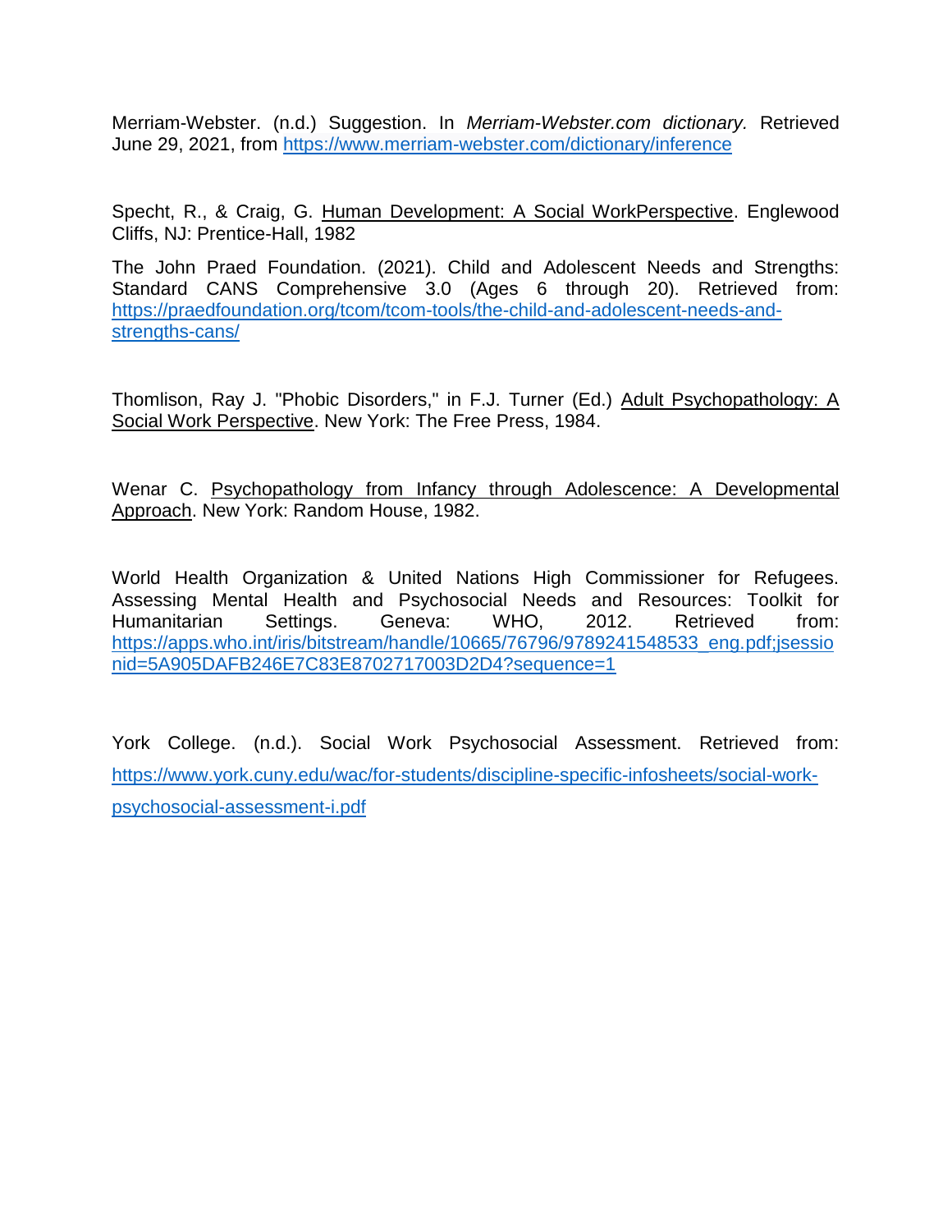Merriam-Webster. (n.d.) Suggestion. In *Merriam-Webster.com dictionary.* Retrieved June 29, 2021, from https://www.merriam-webster.com/dictionary/inference

Specht, R., & Craig, G. Human Development: A Social WorkPerspective. Englewood Cliffs, NJ: Prentice-Hall, 1982

The John Praed Foundation. (2021). Child and Adolescent Needs and Strengths: Standard CANS Comprehensive 3.0 (Ages 6 through 20). Retrieved from: https://praedfoundation.org/tcom/tcom-tools/the-child-and-adolescent-needs-and-strengths-cans/

Thomlison, Ray J. "Phobic Disorders," in F.J. Turner (Ed.) Adult Psychopathology: A Social Work Perspective. New York: The Free Press, 1984.

Wenar C. Psychopathology from Infancy through Adolescence: A Developmental Approach. New York: Random House, 1982.

World Health Organization & United Nations High Commissioner for Refugees. Assessing Mental Health and Psychosocial Needs and Resources: Toolkit for Humanitarian Settings. Geneva: WHO, 2012. Retrieved from: https://apps.who.int/iris/bitstream/handle/10665/76796/9789241548533_eng.pdf;jsessionid=5A905DAFB246E7C83E8702717003D2D4?sequence=1

York College. (n.d.). Social Work Psychosocial Assessment. Retrieved from: https://www.york.cuny.edu/wac/for-students/discipline-specific-infosheets/social-work-psychosocial-assessment-i.pdf